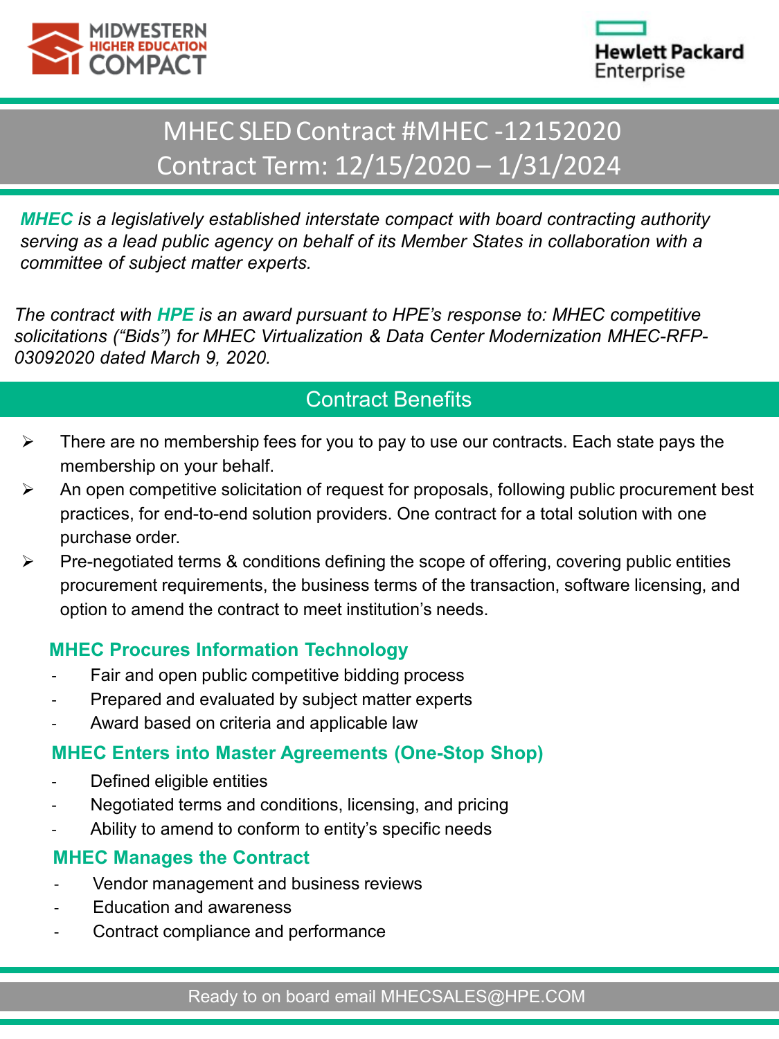MIDWESTERN HIGHER EDUCATION COMPACT

Hewlett Packard Enterprise

# MHEC SLED Contract #MHEC -12152020
# Contract Term: 12/15/2020 – 1/31/2024

***MHEC** is a legislatively established interstate compact with board contracting authority serving as a lead public agency on behalf of its Member States in collaboration with a committee of subject matter experts.*

*The contract with **HPE** is an award pursuant to HPE's response to: MHEC competitive solicitations ("Bids") for MHEC Virtualization & Data Center Modernization MHEC-RFP-03092020 dated March 9, 2020.*

## Contract Benefits

- There are no membership fees for you to pay to use our contracts. Each state pays the membership on your behalf.
- An open competitive solicitation of request for proposals, following public procurement best practices, for end-to-end solution providers. One contract for a total solution with one purchase order.
- Pre-negotiated terms & conditions defining the scope of offering, covering public entities procurement requirements, the business terms of the transaction, software licensing, and option to amend the contract to meet institution's needs.

### MHEC Procures Information Technology

- Fair and open public competitive bidding process
- Prepared and evaluated by subject matter experts
- Award based on criteria and applicable law

### MHEC Enters into Master Agreements (One-Stop Shop)

- Defined eligible entities
- Negotiated terms and conditions, licensing, and pricing
- Ability to amend to conform to entity's specific needs

### MHEC Manages the Contract

- Vendor management and business reviews
- Education and awareness
- Contract compliance and performance

Ready to on board email MHECSALES@HPE.COM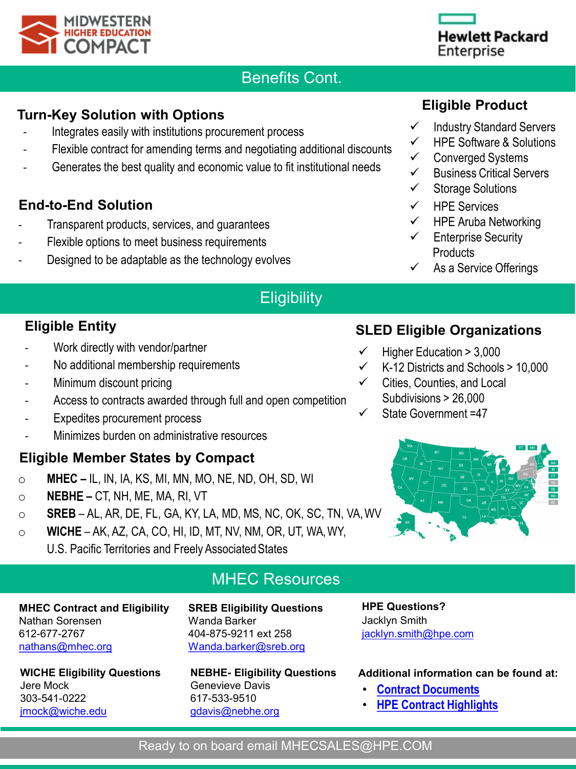## Benefits Cont.

### Turn-Key Solution with Options

- Integrates easily with institutions procurement process
- Flexible contract for amending terms and negotiating additional discounts
- Generates the best quality and economic value to fit institutional needs

### End-to-End Solution

- Transparent products, services, and guarantees
- Flexible options to meet business requirements
- Designed to be adaptable as the technology evolves

### Eligible Product

- ✓ Industry Standard Servers
- ✓ HPE Software & Solutions
- ✓ Converged Systems
- ✓ Business Critical Servers
- ✓ Storage Solutions
- ✓ HPE Services
- ✓ HPE Aruba Networking
- ✓ Enterprise Security Products
- ✓ As a Service Offerings

## Eligibility

### Eligible Entity

- Work directly with vendor/partner
- No additional membership requirements
- Minimum discount pricing
- Access to contracts awarded through full and open competition
- Expedites procurement process
- Minimizes burden on administrative resources

### SLED Eligible Organizations

- ✓ Higher Education > 3,000
- ✓ K-12 Districts and Schools > 10,000
- ✓ Cities, Counties, and Local Subdivisions > 26,000
- ✓ State Government =47

### Eligible Member States by Compact

- **MHEC –** IL, IN, IA, KS, MI, MN, MO, NE, ND, OH, SD, WI
- **NEBHE –** CT, NH, ME, MA, RI, VT
- **SREB** – AL, AR, DE, FL, GA, KY, LA, MD, MS, NC, OK, SC, TN, VA, WV
- **WICHE** – AK, AZ, CA, CO, HI, ID, MT, NV, NM, OR, UT, WA, WY, U.S. Pacific Territories and Freely Associated States

## MHEC Resources

**MHEC Contract and Eligibility**
Nathan Sorensen
612-677-2767
nathans@mhec.org

**SREB Eligibility Questions**
Wanda Barker
404-875-9211 ext 258
Wanda.barker@sreb.org

**HPE Questions?**
Jacklyn Smith
jacklyn.smith@hpe.com

**WICHE Eligibility Questions**
Jere Mock
303-541-0222
jmock@wiche.edu

**NEBHE- Eligibility Questions**
Genevieve Davis
617-533-9510
gdavis@nebhe.org

**Additional information can be found at:**

- **Contract Documents**
- **HPE Contract Highlights**

Ready to on board email MHECSALES@HPE.COM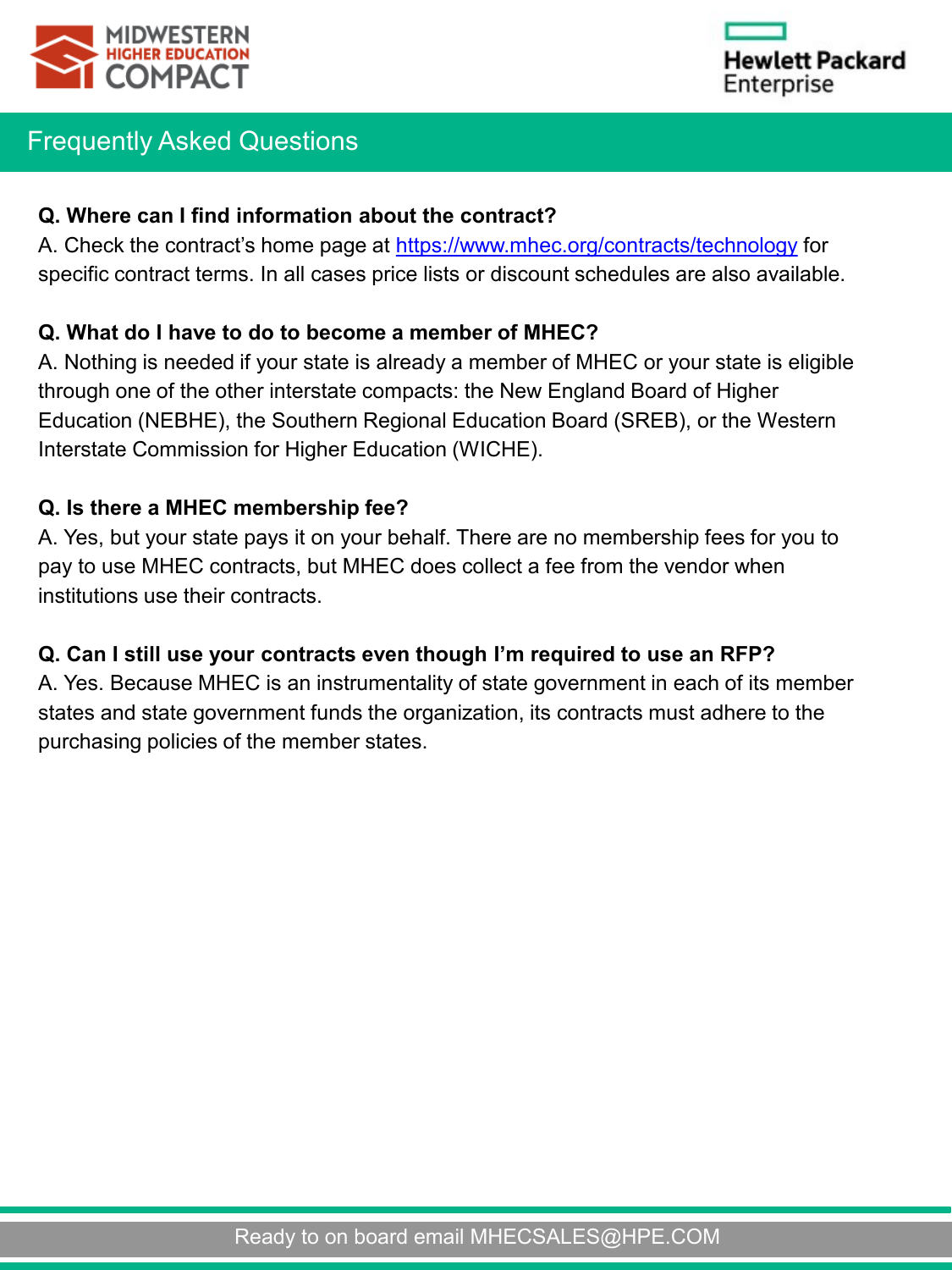## Frequently Asked Questions

**Q. Where can I find information about the contract?**

A. Check the contract's home page at [https://www.mhec.org/contracts/technology](https://www.mhec.org/contracts/technology) for specific contract terms. In all cases price lists or discount schedules are also available.

**Q. What do I have to do to become a member of MHEC?**

A. Nothing is needed if your state is already a member of MHEC or your state is eligible through one of the other interstate compacts: the New England Board of Higher Education (NEBHE), the Southern Regional Education Board (SREB), or the Western Interstate Commission for Higher Education (WICHE).

**Q. Is there a MHEC membership fee?**

A. Yes, but your state pays it on your behalf. There are no membership fees for you to pay to use MHEC contracts, but MHEC does collect a fee from the vendor when institutions use their contracts.

**Q. Can I still use your contracts even though I'm required to use an RFP?**

A. Yes. Because MHEC is an instrumentality of state government in each of its member states and state government funds the organization, its contracts must adhere to the purchasing policies of the member states.

Ready to on board email MHECSALES@HPE.COM